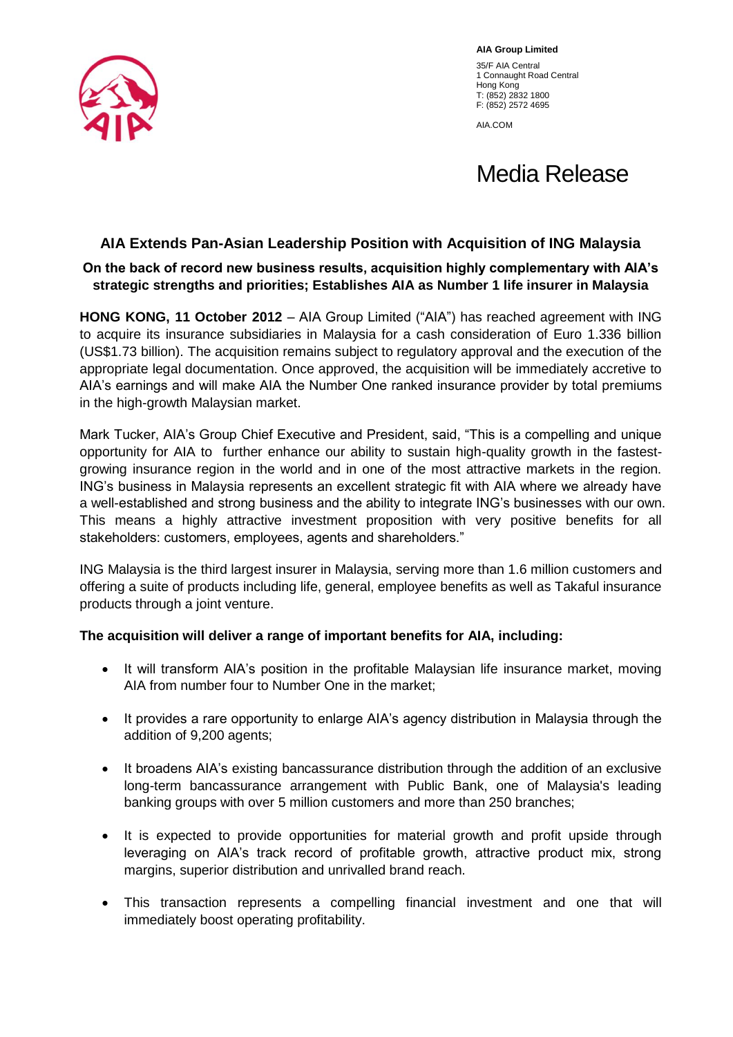**AIA Group Limited**

35/F AIA Central
1 Connaught Road Central
Hong Kong
T: (852) 2832 1800
F: (852) 2572 4695

AIA.COM

# Media Release

## AIA Extends Pan-Asian Leadership Position with Acquisition of ING Malaysia

### On the back of record new business results, acquisition highly complementary with AIA's strategic strengths and priorities; Establishes AIA as Number 1 life insurer in Malaysia

**HONG KONG, 11 October 2012** – AIA Group Limited ("AIA") has reached agreement with ING to acquire its insurance subsidiaries in Malaysia for a cash consideration of Euro 1.336 billion (US$1.73 billion). The acquisition remains subject to regulatory approval and the execution of the appropriate legal documentation. Once approved, the acquisition will be immediately accretive to AIA's earnings and will make AIA the Number One ranked insurance provider by total premiums in the high-growth Malaysian market.

Mark Tucker, AIA's Group Chief Executive and President, said, "This is a compelling and unique opportunity for AIA to further enhance our ability to sustain high-quality growth in the fastest-growing insurance region in the world and in one of the most attractive markets in the region. ING's business in Malaysia represents an excellent strategic fit with AIA where we already have a well-established and strong business and the ability to integrate ING's businesses with our own. This means a highly attractive investment proposition with very positive benefits for all stakeholders: customers, employees, agents and shareholders."

ING Malaysia is the third largest insurer in Malaysia, serving more than 1.6 million customers and offering a suite of products including life, general, employee benefits as well as Takaful insurance products through a joint venture.

**The acquisition will deliver a range of important benefits for AIA, including:**

- It will transform AIA's position in the profitable Malaysian life insurance market, moving AIA from number four to Number One in the market;
- It provides a rare opportunity to enlarge AIA's agency distribution in Malaysia through the addition of 9,200 agents;
- It broadens AIA's existing bancassurance distribution through the addition of an exclusive long-term bancassurance arrangement with Public Bank, one of Malaysia's leading banking groups with over 5 million customers and more than 250 branches;
- It is expected to provide opportunities for material growth and profit upside through leveraging on AIA's track record of profitable growth, attractive product mix, strong margins, superior distribution and unrivalled brand reach.
- This transaction represents a compelling financial investment and one that will immediately boost operating profitability.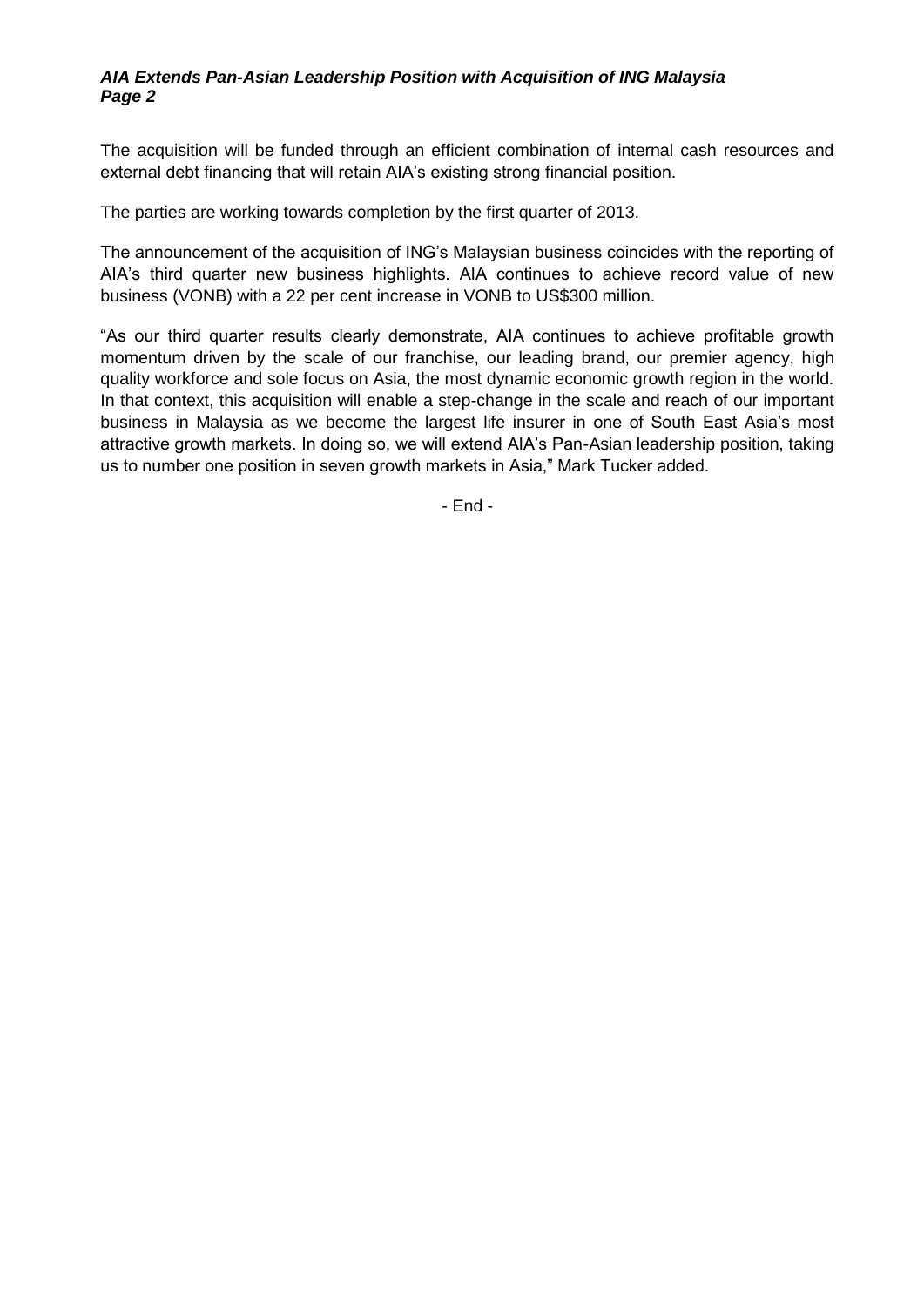The acquisition will be funded through an efficient combination of internal cash resources and external debt financing that will retain AIA's existing strong financial position.

The parties are working towards completion by the first quarter of 2013.

The announcement of the acquisition of ING's Malaysian business coincides with the reporting of AIA's third quarter new business highlights. AIA continues to achieve record value of new business (VONB) with a 22 per cent increase in VONB to US$300 million.

"As our third quarter results clearly demonstrate, AIA continues to achieve profitable growth momentum driven by the scale of our franchise, our leading brand, our premier agency, high quality workforce and sole focus on Asia, the most dynamic economic growth region in the world. In that context, this acquisition will enable a step-change in the scale and reach of our important business in Malaysia as we become the largest life insurer in one of South East Asia's most attractive growth markets. In doing so, we will extend AIA's Pan-Asian leadership position, taking us to number one position in seven growth markets in Asia," Mark Tucker added.

- End -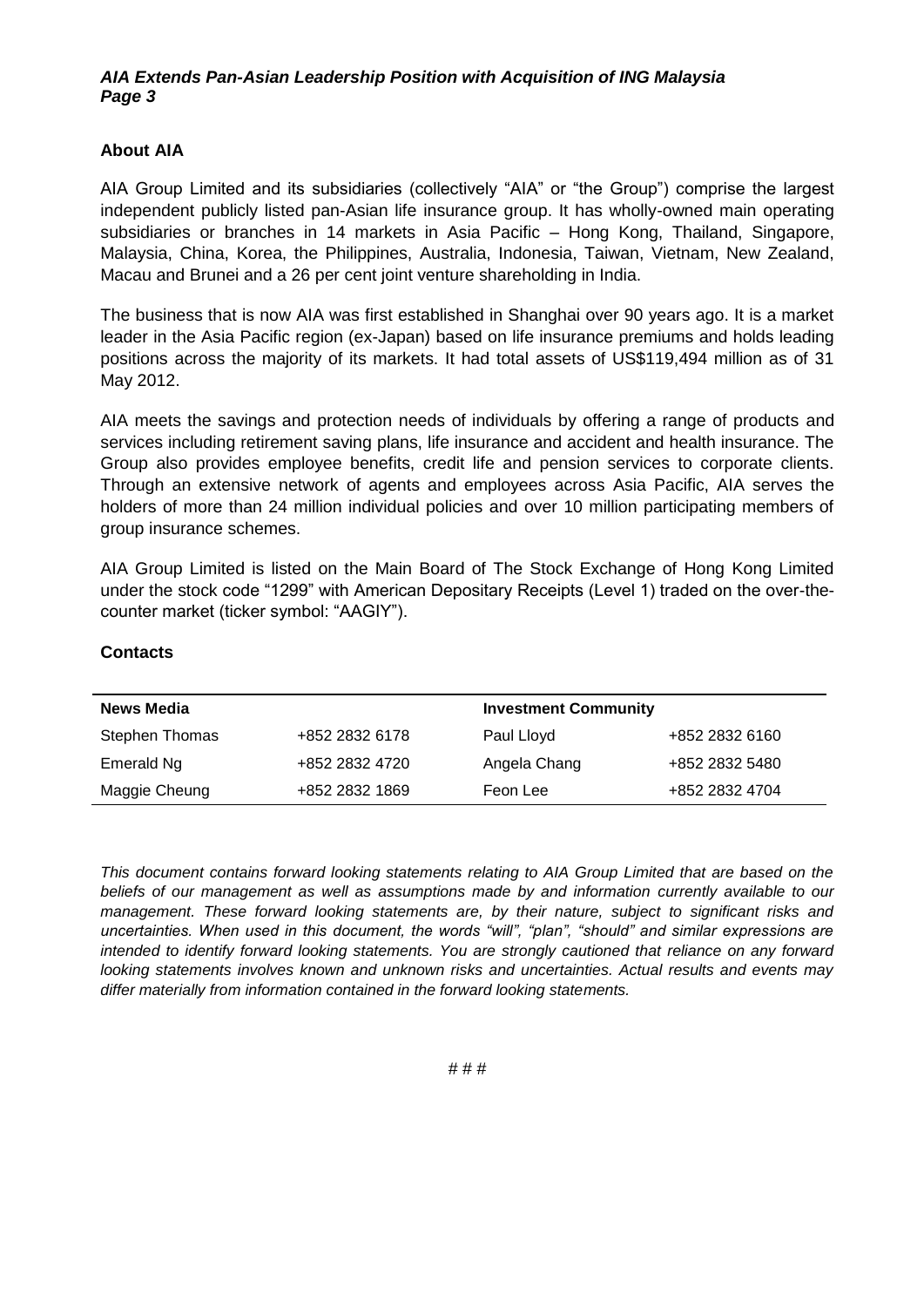## About AIA

AIA Group Limited and its subsidiaries (collectively "AIA" or "the Group") comprise the largest independent publicly listed pan-Asian life insurance group. It has wholly-owned main operating subsidiaries or branches in 14 markets in Asia Pacific – Hong Kong, Thailand, Singapore, Malaysia, China, Korea, the Philippines, Australia, Indonesia, Taiwan, Vietnam, New Zealand, Macau and Brunei and a 26 per cent joint venture shareholding in India.

The business that is now AIA was first established in Shanghai over 90 years ago. It is a market leader in the Asia Pacific region (ex-Japan) based on life insurance premiums and holds leading positions across the majority of its markets. It had total assets of US$119,494 million as of 31 May 2012.

AIA meets the savings and protection needs of individuals by offering a range of products and services including retirement saving plans, life insurance and accident and health insurance. The Group also provides employee benefits, credit life and pension services to corporate clients. Through an extensive network of agents and employees across Asia Pacific, AIA serves the holders of more than 24 million individual policies and over 10 million participating members of group insurance schemes.

AIA Group Limited is listed on the Main Board of The Stock Exchange of Hong Kong Limited under the stock code "1299" with American Depositary Receipts (Level 1) traded on the over-the-counter market (ticker symbol: "AAGIY").

## Contacts

| News Media | | Investment Community | |
|---|---|---|---|
| Stephen Thomas | +852 2832 6178 | Paul Lloyd | +852 2832 6160 |
| Emerald Ng | +852 2832 4720 | Angela Chang | +852 2832 5480 |
| Maggie Cheung | +852 2832 1869 | Feon Lee | +852 2832 4704 |

*This document contains forward looking statements relating to AIA Group Limited that are based on the beliefs of our management as well as assumptions made by and information currently available to our management. These forward looking statements are, by their nature, subject to significant risks and uncertainties. When used in this document, the words "will", "plan", "should" and similar expressions are intended to identify forward looking statements. You are strongly cautioned that reliance on any forward looking statements involves known and unknown risks and uncertainties. Actual results and events may differ materially from information contained in the forward looking statements.*

# # #